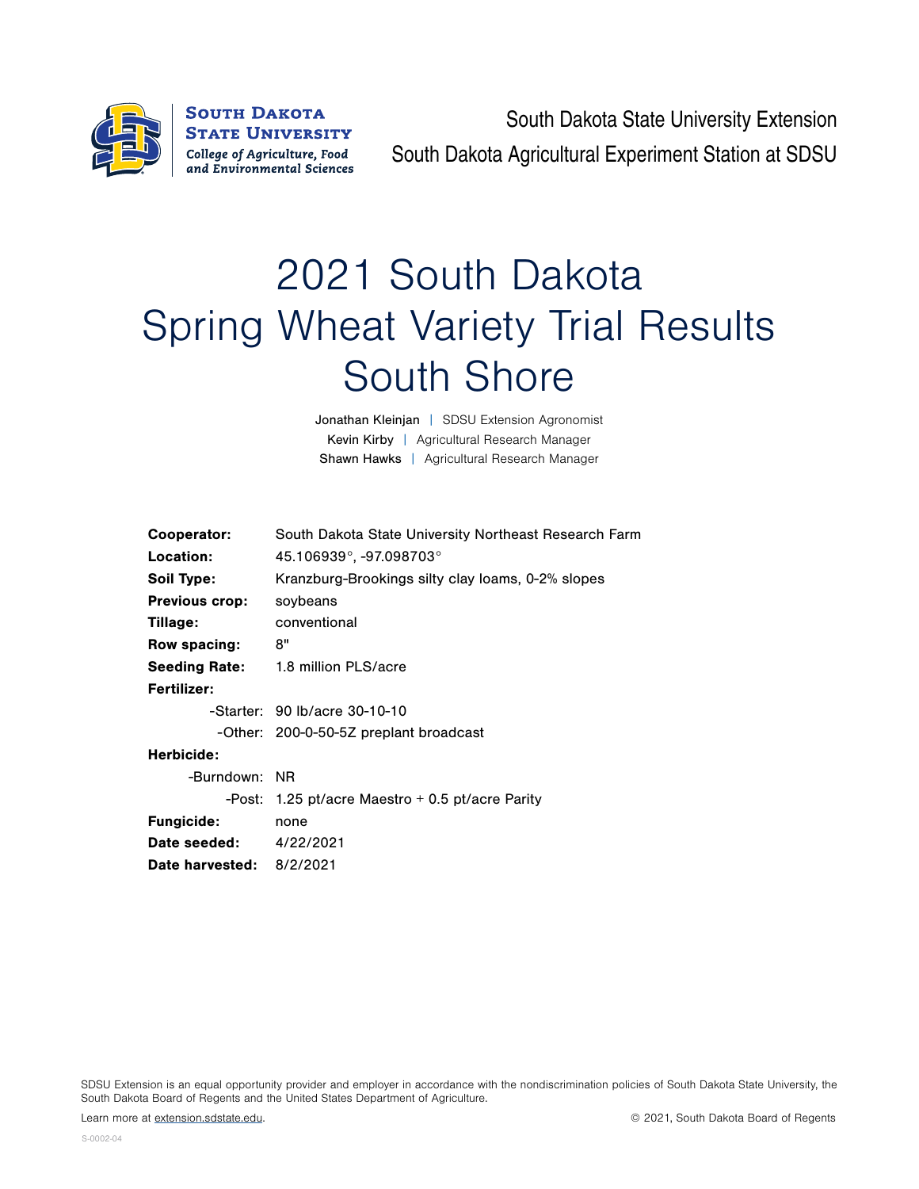South Dakota State University
College of Agriculture, Food and Environmental Sciences

South Dakota State University Extension
South Dakota Agricultural Experiment Station at SDSU

# 2021 South Dakota Spring Wheat Variety Trial Results South Shore

Jonathan Kleinjan | SDSU Extension Agronomist
Kevin Kirby | Agricultural Research Manager
Shawn Hawks | Agricultural Research Manager

**Cooperator:** South Dakota State University Northeast Research Farm
**Location:** 45.106939°, -97.098703°
**Soil Type:** Kranzburg-Brookings silty clay loams, 0-2% slopes
**Previous crop:** soybeans
**Tillage:** conventional
**Row spacing:** 8"
**Seeding Rate:** 1.8 million PLS/acre
**Fertilizer:**
- Starter: 90 lb/acre 30-10-10
- Other: 200-0-50-5Z preplant broadcast

**Herbicide:**
- Burndown: NR
- Post: 1.25 pt/acre Maestro + 0.5 pt/acre Parity

**Fungicide:** none
**Date seeded:** 4/22/2021
**Date harvested:** 8/2/2021

SDSU Extension is an equal opportunity provider and employer in accordance with the nondiscrimination policies of South Dakota State University, the South Dakota Board of Regents and the United States Department of Agriculture.

Learn more at extension.sdstate.edu.

© 2021, South Dakota Board of Regents

S-0002-04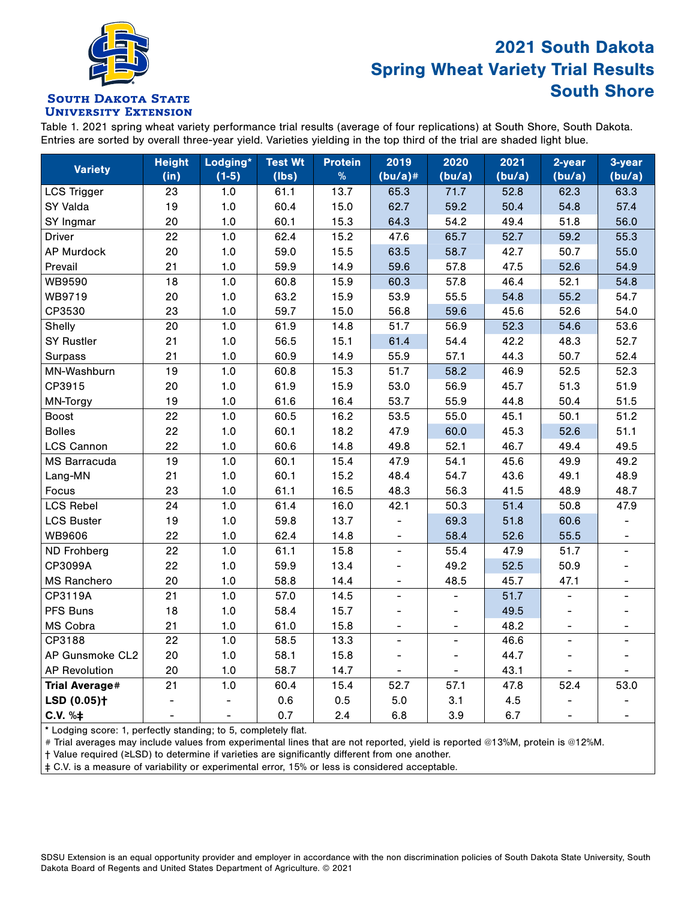South Dakota State University Extension

# 2021 South Dakota Spring Wheat Variety Trial Results South Shore

Table 1. 2021 spring wheat variety performance trial results (average of four replications) at South Shore, South Dakota. Entries are sorted by overall three-year yield. Varieties yielding in the top third of the trial are shaded light blue.

| Variety | Height (in) | Lodging* (1-5) | Test Wt (lbs) | Protein % | 2019 (bu/a)# | 2020 (bu/a) | 2021 (bu/a) | 2-year (bu/a) | 3-year (bu/a) |
|---|---|---|---|---|---|---|---|---|---|
| LCS Trigger | 23 | 1.0 | 61.1 | 13.7 | 65.3 | 71.7 | 52.8 | 62.3 | 63.3 |
| SY Valda | 19 | 1.0 | 60.4 | 15.0 | 62.7 | 59.2 | 50.4 | 54.8 | 57.4 |
| SY Ingmar | 20 | 1.0 | 60.1 | 15.3 | 64.3 | 54.2 | 49.4 | 51.8 | 56.0 |
| Driver | 22 | 1.0 | 62.4 | 15.2 | 47.6 | 65.7 | 52.7 | 59.2 | 55.3 |
| AP Murdock | 20 | 1.0 | 59.0 | 15.5 | 63.5 | 58.7 | 42.7 | 50.7 | 55.0 |
| Prevail | 21 | 1.0 | 59.9 | 14.9 | 59.6 | 57.8 | 47.5 | 52.6 | 54.9 |
| WB9590 | 18 | 1.0 | 60.8 | 15.9 | 60.3 | 57.8 | 46.4 | 52.1 | 54.8 |
| WB9719 | 20 | 1.0 | 63.2 | 15.9 | 53.9 | 55.5 | 54.8 | 55.2 | 54.7 |
| CP3530 | 23 | 1.0 | 59.7 | 15.0 | 56.8 | 59.6 | 45.6 | 52.6 | 54.0 |
| Shelly | 20 | 1.0 | 61.9 | 14.8 | 51.7 | 56.9 | 52.3 | 54.6 | 53.6 |
| SY Rustler | 21 | 1.0 | 56.5 | 15.1 | 61.4 | 54.4 | 42.2 | 48.3 | 52.7 |
| Surpass | 21 | 1.0 | 60.9 | 14.9 | 55.9 | 57.1 | 44.3 | 50.7 | 52.4 |
| MN-Washburn | 19 | 1.0 | 60.8 | 15.3 | 51.7 | 58.2 | 46.9 | 52.5 | 52.3 |
| CP3915 | 20 | 1.0 | 61.9 | 15.9 | 53.0 | 56.9 | 45.7 | 51.3 | 51.9 |
| MN-Torgy | 19 | 1.0 | 61.6 | 16.4 | 53.7 | 55.9 | 44.8 | 50.4 | 51.5 |
| Boost | 22 | 1.0 | 60.5 | 16.2 | 53.5 | 55.0 | 45.1 | 50.1 | 51.2 |
| Bolles | 22 | 1.0 | 60.1 | 18.2 | 47.9 | 60.0 | 45.3 | 52.6 | 51.1 |
| LCS Cannon | 22 | 1.0 | 60.6 | 14.8 | 49.8 | 52.1 | 46.7 | 49.4 | 49.5 |
| MS Barracuda | 19 | 1.0 | 60.1 | 15.4 | 47.9 | 54.1 | 45.6 | 49.9 | 49.2 |
| Lang-MN | 21 | 1.0 | 60.1 | 15.2 | 48.4 | 54.7 | 43.6 | 49.1 | 48.9 |
| Focus | 23 | 1.0 | 61.1 | 16.5 | 48.3 | 56.3 | 41.5 | 48.9 | 48.7 |
| LCS Rebel | 24 | 1.0 | 61.4 | 16.0 | 42.1 | 50.3 | 51.4 | 50.8 | 47.9 |
| LCS Buster | 19 | 1.0 | 59.8 | 13.7 | - | 69.3 | 51.8 | 60.6 | - |
| WB9606 | 22 | 1.0 | 62.4 | 14.8 | - | 58.4 | 52.6 | 55.5 | - |
| ND Frohberg | 22 | 1.0 | 61.1 | 15.8 | - | 55.4 | 47.9 | 51.7 | - |
| CP3099A | 22 | 1.0 | 59.9 | 13.4 | - | 49.2 | 52.5 | 50.9 | - |
| MS Ranchero | 20 | 1.0 | 58.8 | 14.4 | - | 48.5 | 45.7 | 47.1 | - |
| CP3119A | 21 | 1.0 | 57.0 | 14.5 | - | - | 51.7 | - | - |
| PFS Buns | 18 | 1.0 | 58.4 | 15.7 | - | - | 49.5 | - | - |
| MS Cobra | 21 | 1.0 | 61.0 | 15.8 | - | - | 48.2 | - | - |
| CP3188 | 22 | 1.0 | 58.5 | 13.3 | - | - | 46.6 | - | - |
| AP Gunsmoke CL2 | 20 | 1.0 | 58.1 | 15.8 | - | - | 44.7 | - | - |
| AP Revolution | 20 | 1.0 | 58.7 | 14.7 | - | - | 43.1 | - | - |
| **Trial Average#** | 21 | 1.0 | 60.4 | 15.4 | 52.7 | 57.1 | 47.8 | 52.4 | 53.0 |
| **LSD (0.05)†** | - | - | 0.6 | 0.5 | 5.0 | 3.1 | 4.5 | - | - |
| **C.V. %‡** | - | - | 0.7 | 2.4 | 6.8 | 3.9 | 6.7 | - | - |

\* Lodging score: 1, perfectly standing; to 5, completely flat.

\# Trial averages may include values from experimental lines that are not reported, yield is reported @13%M, protein is @12%M.

† Value required (≥LSD) to determine if varieties are significantly different from one another.

‡ C.V. is a measure of variability or experimental error, 15% or less is considered acceptable.

SDSU Extension is an equal opportunity provider and employer in accordance with the non discrimination policies of South Dakota State University, South Dakota Board of Regents and United States Department of Agriculture. © 2021